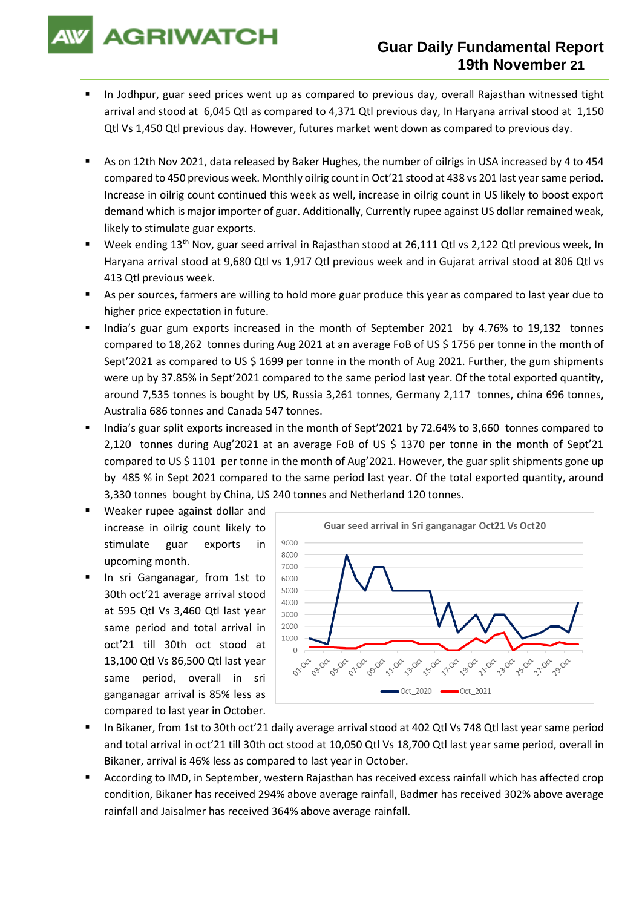# Guar Daily Fundamental Report
## 19th November 21

- In Jodhpur, guar seed prices went up as compared to previous day, overall Rajasthan witnessed tight arrival and stood at 6,045 Qtl as compared to 4,371 Qtl previous day, In Haryana arrival stood at 1,150 Qtl Vs 1,450 Qtl previous day. However, futures market went down as compared to previous day.

- As on 12th Nov 2021, data released by Baker Hughes, the number of oilrigs in USA increased by 4 to 454 compared to 450 previous week. Monthly oilrig count in Oct'21 stood at 438 vs 201 last year same period. Increase in oilrig count continued this week as well, increase in oilrig count in US likely to boost export demand which is major importer of guar. Additionally, Currently rupee against US dollar remained weak, likely to stimulate guar exports.
- Week ending 13th Nov, guar seed arrival in Rajasthan stood at 26,111 Qtl vs 2,122 Qtl previous week, In Haryana arrival stood at 9,680 Qtl vs 1,917 Qtl previous week and in Gujarat arrival stood at 806 Qtl vs 413 Qtl previous week.
- As per sources, farmers are willing to hold more guar produce this year as compared to last year due to higher price expectation in future.
- India's guar gum exports increased in the month of September 2021 by 4.76% to 19,132 tonnes compared to 18,262 tonnes during Aug 2021 at an average FoB of US $ 1756 per tonne in the month of Sept'2021 as compared to US $ 1699 per tonne in the month of Aug 2021. Further, the gum shipments were up by 37.85% in Sept'2021 compared to the same period last year. Of the total exported quantity, around 7,535 tonnes is bought by US, Russia 3,261 tonnes, Germany 2,117 tonnes, china 696 tonnes, Australia 686 tonnes and Canada 547 tonnes.
- India's guar split exports increased in the month of Sept'2021 by 72.64% to 3,660 tonnes compared to 2,120 tonnes during Aug'2021 at an average FoB of US $ 1370 per tonne in the month of Sept'21 compared to US $ 1101 per tonne in the month of Aug'2021. However, the guar split shipments gone up by 485 % in Sept 2021 compared to the same period last year. Of the total exported quantity, around 3,330 tonnes bought by China, US 240 tonnes and Netherland 120 tonnes.
- Weaker rupee against dollar and increase in oilrig count likely to stimulate guar exports in upcoming month.
- In sri Ganganagar, from 1st to 30th oct'21 average arrival stood at 595 Qtl Vs 3,460 Qtl last year same period and total arrival in oct'21 till 30th oct stood at 13,100 Qtl Vs 86,500 Qtl last year same period, overall in sri ganganagar arrival is 85% less as compared to last year in October.

Guar seed arrival in Sri ganganagar Oct21 Vs Oct20

- In Bikaner, from 1st to 30th oct'21 daily average arrival stood at 402 Qtl Vs 748 Qtl last year same period and total arrival in oct'21 till 30th oct stood at 10,050 Qtl Vs 18,700 Qtl last year same period, overall in Bikaner, arrival is 46% less as compared to last year in October.
- According to IMD, in September, western Rajasthan has received excess rainfall which has affected crop condition, Bikaner has received 294% above average rainfall, Badmer has received 302% above average rainfall and Jaisalmer has received 364% above average rainfall.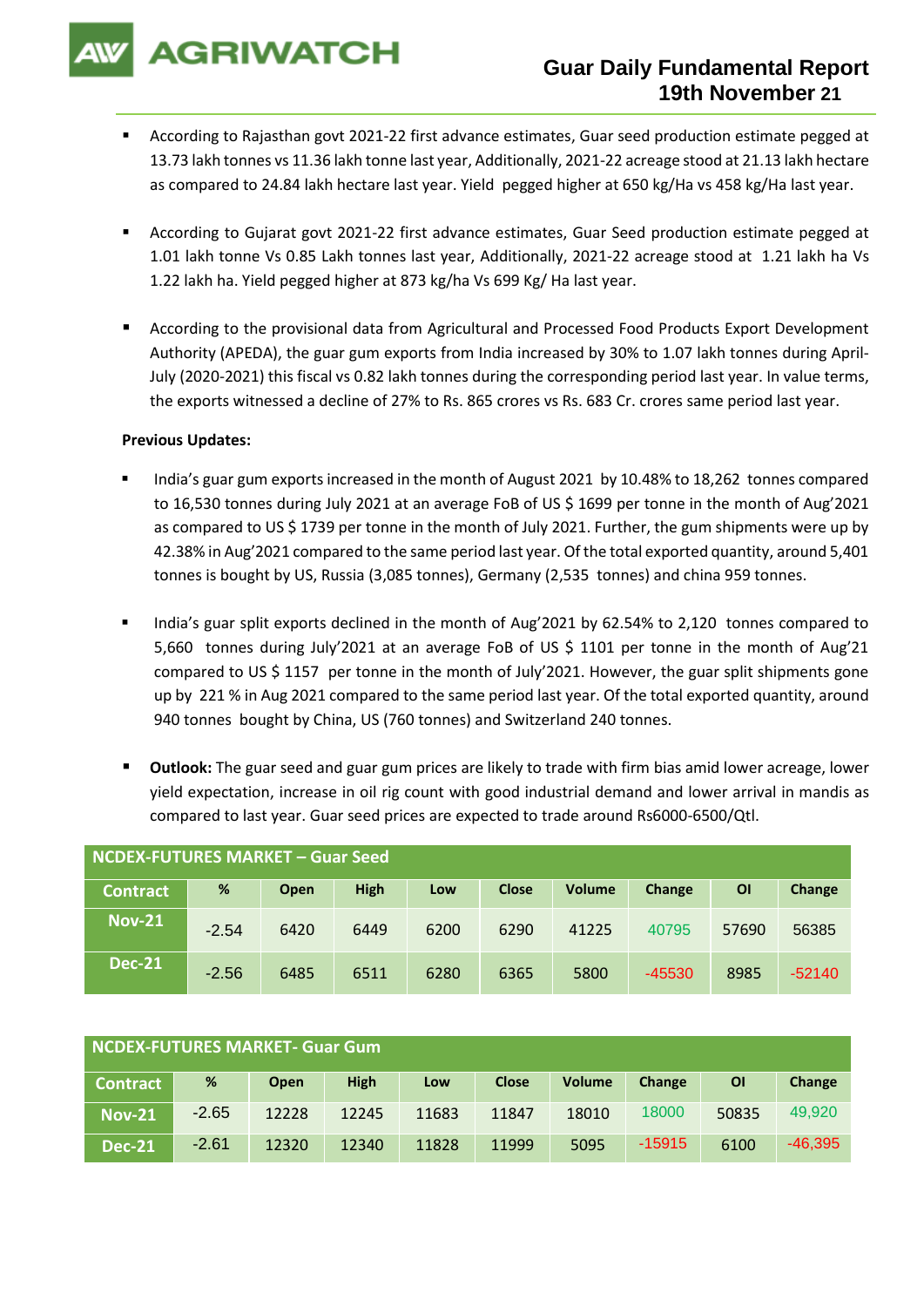- According to Rajasthan govt 2021-22 first advance estimates, Guar seed production estimate pegged at 13.73 lakh tonnes vs 11.36 lakh tonne last year, Additionally, 2021-22 acreage stood at 21.13 lakh hectare as compared to 24.84 lakh hectare last year. Yield pegged higher at 650 kg/Ha vs 458 kg/Ha last year.

- According to Gujarat govt 2021-22 first advance estimates, Guar Seed production estimate pegged at 1.01 lakh tonne Vs 0.85 Lakh tonnes last year, Additionally, 2021-22 acreage stood at 1.21 lakh ha Vs 1.22 lakh ha. Yield pegged higher at 873 kg/ha Vs 699 Kg/ Ha last year.

- According to the provisional data from Agricultural and Processed Food Products Export Development Authority (APEDA), the guar gum exports from India increased by 30% to 1.07 lakh tonnes during April-July (2020-2021) this fiscal vs 0.82 lakh tonnes during the corresponding period last year. In value terms, the exports witnessed a decline of 27% to Rs. 865 crores vs Rs. 683 Cr. crores same period last year.

**Previous Updates:**

- India's guar gum exports increased in the month of August 2021 by 10.48% to 18,262 tonnes compared to 16,530 tonnes during July 2021 at an average FoB of US $ 1699 per tonne in the month of Aug'2021 as compared to US $ 1739 per tonne in the month of July 2021. Further, the gum shipments were up by 42.38% in Aug'2021 compared to the same period last year. Of the total exported quantity, around 5,401 tonnes is bought by US, Russia (3,085 tonnes), Germany (2,535 tonnes) and china 959 tonnes.

- India's guar split exports declined in the month of Aug'2021 by 62.54% to 2,120 tonnes compared to 5,660 tonnes during July'2021 at an average FoB of US $ 1101 per tonne in the month of Aug'21 compared to US $ 1157 per tonne in the month of July'2021. However, the guar split shipments gone up by 221 % in Aug 2021 compared to the same period last year. Of the total exported quantity, around 940 tonnes bought by China, US (760 tonnes) and Switzerland 240 tonnes.

- **Outlook:** The guar seed and guar gum prices are likely to trade with firm bias amid lower acreage, lower yield expectation, increase in oil rig count with good industrial demand and lower arrival in mandis as compared to last year. Guar seed prices are expected to trade around Rs6000-6500/Qtl.

**NCDEX-FUTURES MARKET – Guar Seed**

| Contract | % | Open | High | Low | Close | Volume | Change | OI | Change |
|---|---|---|---|---|---|---|---|---|---|
| Nov-21 | -2.54 | 6420 | 6449 | 6200 | 6290 | 41225 | 40795 | 57690 | 56385 |
| Dec-21 | -2.56 | 6485 | 6511 | 6280 | 6365 | 5800 | -45530 | 8985 | -52140 |

**NCDEX-FUTURES MARKET- Guar Gum**

| Contract | % | Open | High | Low | Close | Volume | Change | OI | Change |
|---|---|---|---|---|---|---|---|---|---|
| Nov-21 | -2.65 | 12228 | 12245 | 11683 | 11847 | 18010 | 18000 | 50835 | 49,920 |
| Dec-21 | -2.61 | 12320 | 12340 | 11828 | 11999 | 5095 | -15915 | 6100 | -46,395 |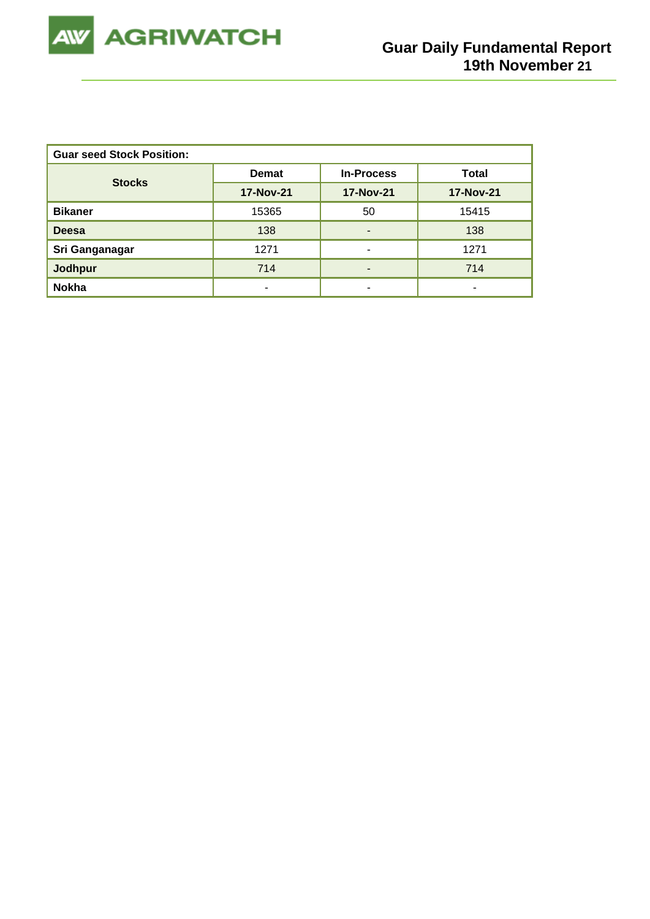| Guar seed Stock Position: | | | |
|---|---|---|---|
| **Stocks** | **Demat** | **In-Process** | **Total** |
| | **17-Nov-21** | **17-Nov-21** | **17-Nov-21** |
| **Bikaner** | 15365 | 50 | 15415 |
| **Deesa** | 138 | - | 138 |
| **Sri Ganganagar** | 1271 | - | 1271 |
| **Jodhpur** | 714 | - | 714 |
| **Nokha** | - | - | - |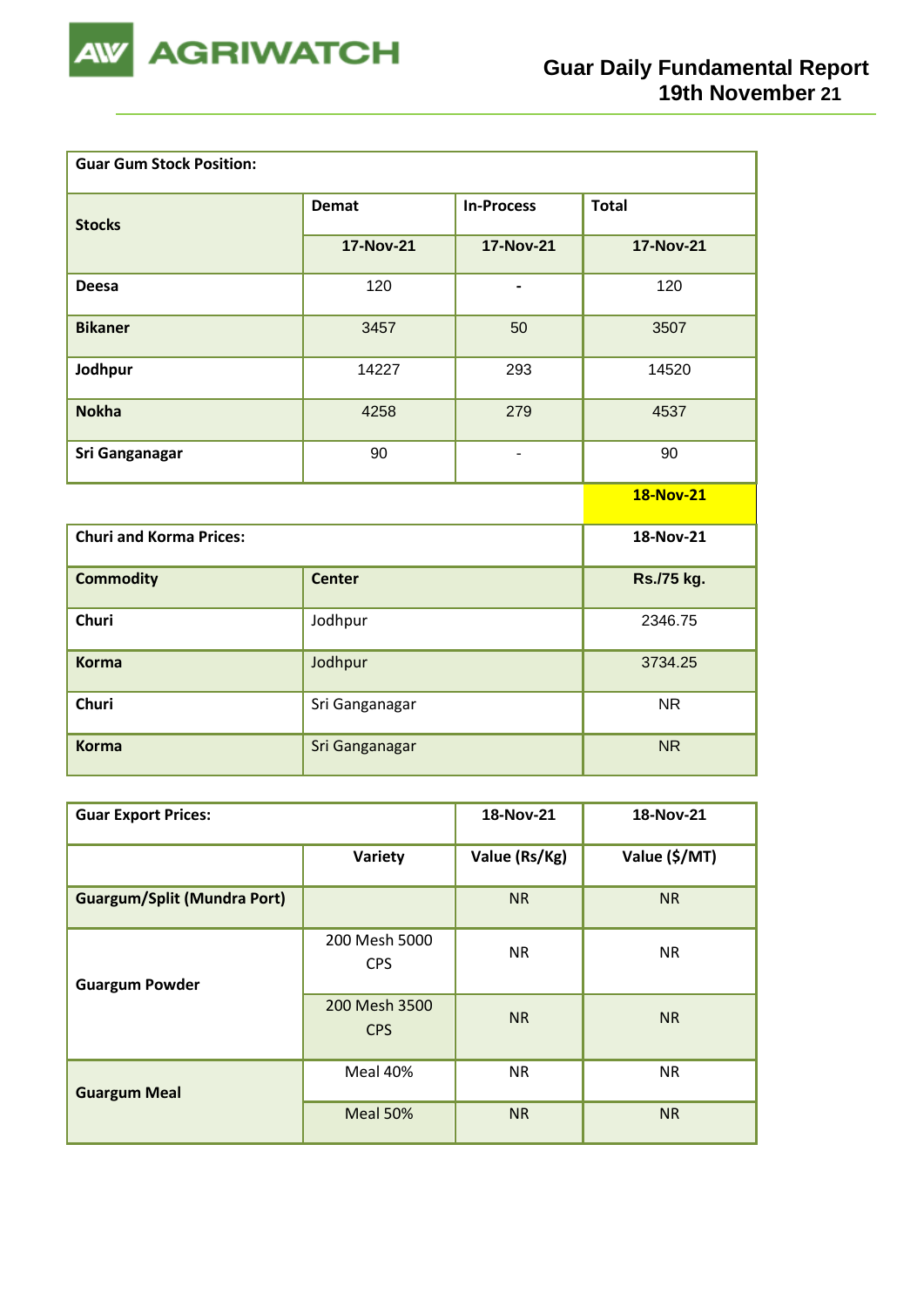| Guar Gum Stock Position: | | | |
|---|---|---|---|
| Stocks | Demat | In-Process | Total |
| | 17-Nov-21 | 17-Nov-21 | 17-Nov-21 |
| Deesa | 120 | - | 120 |
| Bikaner | 3457 | 50 | 3507 |
| Jodhpur | 14227 | 293 | 14520 |
| Nokha | 4258 | 279 | 4537 |
| Sri Ganganagar | 90 | - | 90 |

| Churi and Korma Prices: | | 18-Nov-21 |
|---|---|---|
| Commodity | Center | Rs./75 kg. |
| Churi | Jodhpur | 2346.75 |
| Korma | Jodhpur | 3734.25 |
| Churi | Sri Ganganagar | NR |
| Korma | Sri Ganganagar | NR |

| Guar Export Prices: | | 18-Nov-21 | 18-Nov-21 |
|---|---|---|---|
| | Variety | Value (Rs/Kg) | Value ($/MT) |
| Guargum/Split (Mundra Port) | | NR | NR |
| Guargum Powder | 200 Mesh 5000 CPS | NR | NR |
| | 200 Mesh 3500 CPS | NR | NR |
| Guargum Meal | Meal 40% | NR | NR |
| | Meal 50% | NR | NR |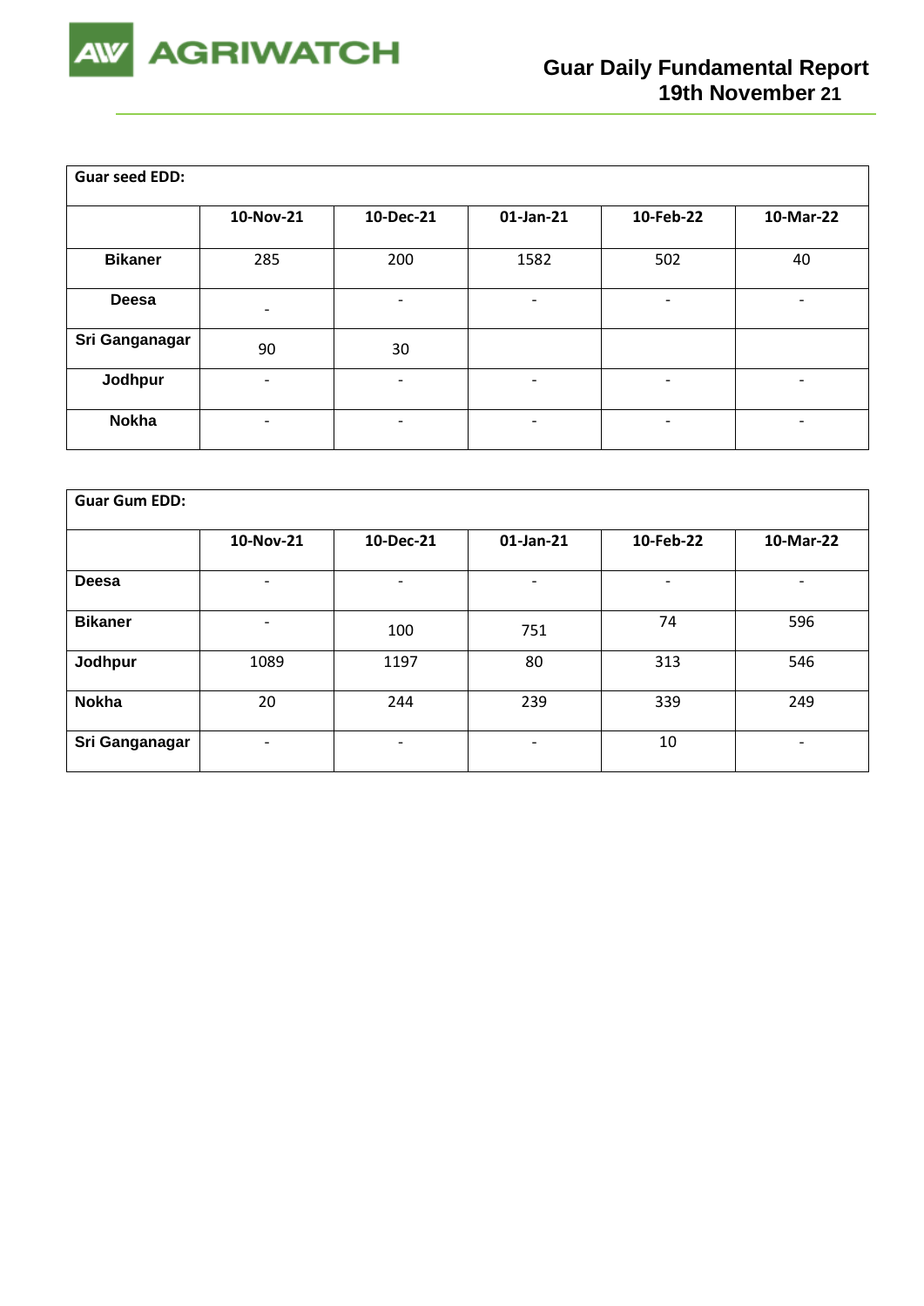| Guar seed EDD: | | | | | |
|---|---|---|---|---|---|
| | 10-Nov-21 | 10-Dec-21 | 01-Jan-21 | 10-Feb-22 | 10-Mar-22 |
| **Bikaner** | 285 | 200 | 1582 | 502 | 40 |
| **Deesa** | - | - | - | - | - |
| **Sri Ganganagar** | 90 | 30 | | | |
| **Jodhpur** | - | - | - | - | - |
| **Nokha** | - | - | - | - | - |

| Guar Gum EDD: | | | | | |
|---|---|---|---|---|---|
| | 10-Nov-21 | 10-Dec-21 | 01-Jan-21 | 10-Feb-22 | 10-Mar-22 |
| **Deesa** | - | - | - | - | - |
| **Bikaner** | - | 100 | 751 | 74 | 596 |
| **Jodhpur** | 1089 | 1197 | 80 | 313 | 546 |
| **Nokha** | 20 | 244 | 239 | 339 | 249 |
| **Sri Ganganagar** | - | - | - | 10 | - |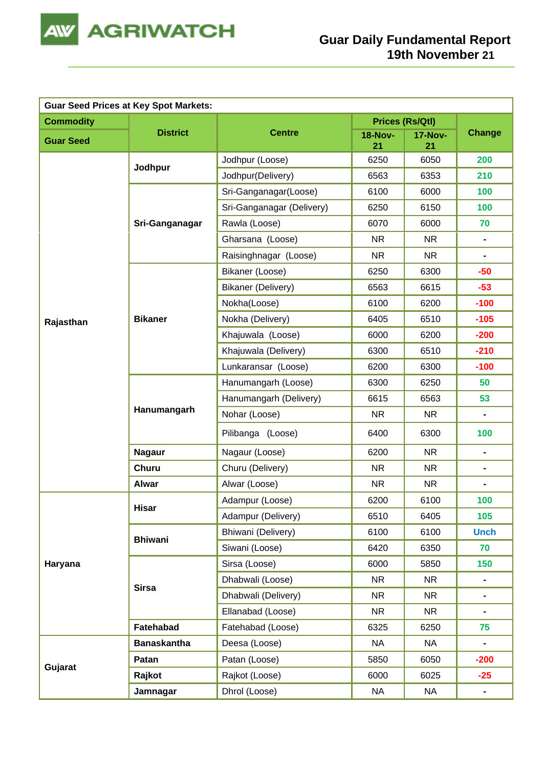# Guar Daily Fundamental Report
## 19th November 21

| Guar Seed Prices at Key Spot Markets: | | | | | |
|---|---|---|---|---|---|
| **Commodity** | **District** | **Centre** | **Prices (Rs/Qtl)** | | **Change** |
| **Guar Seed** | | | **18-Nov-21** | **17-Nov-21** | |
| **Rajasthan** | **Jodhpur** | Jodhpur (Loose) | 6250 | 6050 | 200 |
| | | Jodhpur(Delivery) | 6563 | 6353 | 210 |
| | **Sri-Ganganagar** | Sri-Ganganagar(Loose) | 6100 | 6000 | 100 |
| | | Sri-Ganganagar (Delivery) | 6250 | 6150 | 100 |
| | | Rawla (Loose) | 6070 | 6000 | 70 |
| | | Gharsana (Loose) | NR | NR | - |
| | | Raisinghnagar (Loose) | NR | NR | - |
| | **Bikaner** | Bikaner (Loose) | 6250 | 6300 | -50 |
| | | Bikaner (Delivery) | 6563 | 6615 | -53 |
| | | Nokha(Loose) | 6100 | 6200 | -100 |
| | | Nokha (Delivery) | 6405 | 6510 | -105 |
| | | Khajuwala (Loose) | 6000 | 6200 | -200 |
| | | Khajuwala (Delivery) | 6300 | 6510 | -210 |
| | | Lunkaransar (Loose) | 6200 | 6300 | -100 |
| | **Hanumangarh** | Hanumangarh (Loose) | 6300 | 6250 | 50 |
| | | Hanumangarh (Delivery) | 6615 | 6563 | 53 |
| | | Nohar (Loose) | NR | NR | - |
| | | Pilibanga (Loose) | 6400 | 6300 | 100 |
| | **Nagaur** | Nagaur (Loose) | 6200 | NR | - |
| | **Churu** | Churu (Delivery) | NR | NR | - |
| | **Alwar** | Alwar (Loose) | NR | NR | - |
| **Haryana** | **Hisar** | Adampur (Loose) | 6200 | 6100 | 100 |
| | | Adampur (Delivery) | 6510 | 6405 | 105 |
| | **Bhiwani** | Bhiwani (Delivery) | 6100 | 6100 | Unch |
| | | Siwani (Loose) | 6420 | 6350 | 70 |
| | **Sirsa** | Sirsa (Loose) | 6000 | 5850 | 150 |
| | | Dhabwali (Loose) | NR | NR | - |
| | | Dhabwali (Delivery) | NR | NR | - |
| | | Ellanabad (Loose) | NR | NR | - |
| | **Fatehabad** | Fatehabad (Loose) | 6325 | 6250 | 75 |
| **Gujarat** | **Banaskantha** | Deesa (Loose) | NA | NA | - |
| | **Patan** | Patan (Loose) | 5850 | 6050 | -200 |
| | **Rajkot** | Rajkot (Loose) | 6000 | 6025 | -25 |
| | **Jamnagar** | Dhrol (Loose) | NA | NA | - |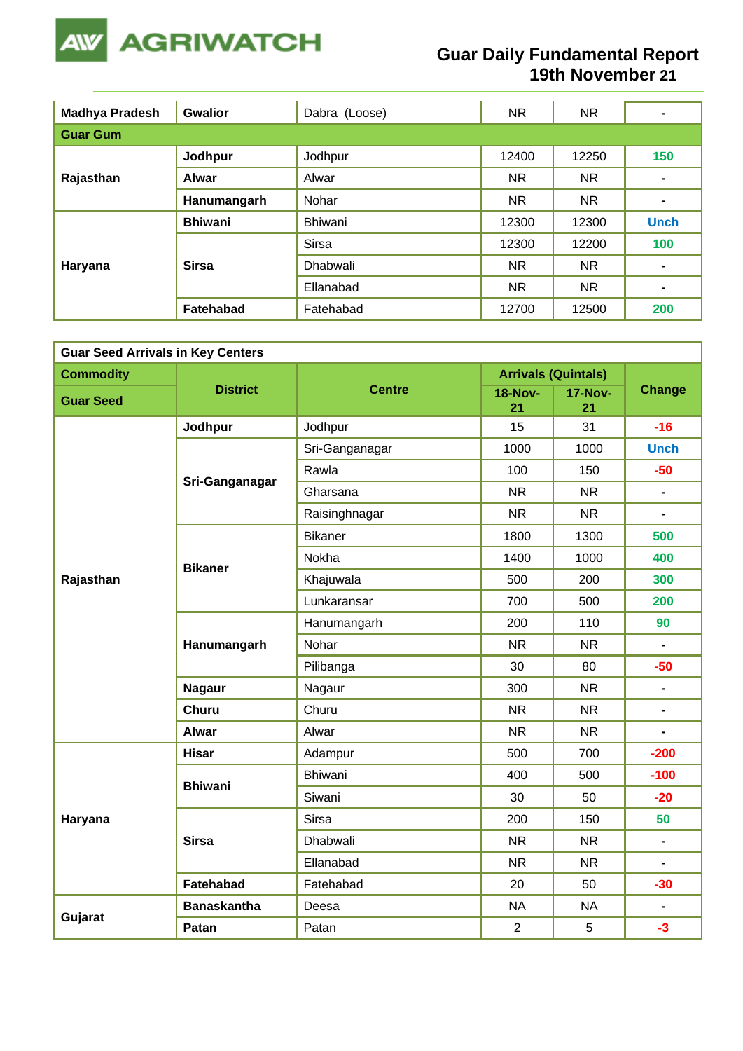| Madhya Pradesh | Gwalior | Dabra (Loose) | NR | NR | - |
|---|---|---|---|---|---|
| **Guar Gum** | | | | | |
| Rajasthan | Jodhpur | Jodhpur | 12400 | 12250 | 150 |
| | Alwar | Alwar | NR | NR | - |
| | Hanumangarh | Nohar | NR | NR | - |
| Haryana | Bhiwani | Bhiwani | 12300 | 12300 | Unch |
| | Sirsa | Sirsa | 12300 | 12200 | 100 |
| | | Dhabwali | NR | NR | - |
| | | Ellanabad | NR | NR | - |
| | Fatehabad | Fatehabad | 12700 | 12500 | 200 |

| Guar Seed Arrivals in Key Centers | | | | | |
|---|---|---|---|---|---|
| **Commodity** | **District** | **Centre** | **Arrivals (Quintals)** | | **Change** |
| **Guar Seed** | | | **18-Nov-21** | **17-Nov-21** | |
| Rajasthan | Jodhpur | Jodhpur | 15 | 31 | -16 |
| | Sri-Ganganagar | Sri-Ganganagar | 1000 | 1000 | Unch |
| | | Rawla | 100 | 150 | -50 |
| | | Gharsana | NR | NR | - |
| | | Raisinghnagar | NR | NR | - |
| | Bikaner | Bikaner | 1800 | 1300 | 500 |
| | | Nokha | 1400 | 1000 | 400 |
| | | Khajuwala | 500 | 200 | 300 |
| | | Lunkaransar | 700 | 500 | 200 |
| | Hanumangarh | Hanumangarh | 200 | 110 | 90 |
| | | Nohar | NR | NR | - |
| | | Pilibanga | 30 | 80 | -50 |
| | Nagaur | Nagaur | 300 | NR | - |
| | Churu | Churu | NR | NR | - |
| | Alwar | Alwar | NR | NR | - |
| Haryana | Hisar | Adampur | 500 | 700 | -200 |
| | Bhiwani | Bhiwani | 400 | 500 | -100 |
| | | Siwani | 30 | 50 | -20 |
| | Sirsa | Sirsa | 200 | 150 | 50 |
| | | Dhabwali | NR | NR | - |
| | | Ellanabad | NR | NR | - |
| | Fatehabad | Fatehabad | 20 | 50 | -30 |
| Gujarat | Banaskantha | Deesa | NA | NA | - |
| | Patan | Patan | 2 | 5 | -3 |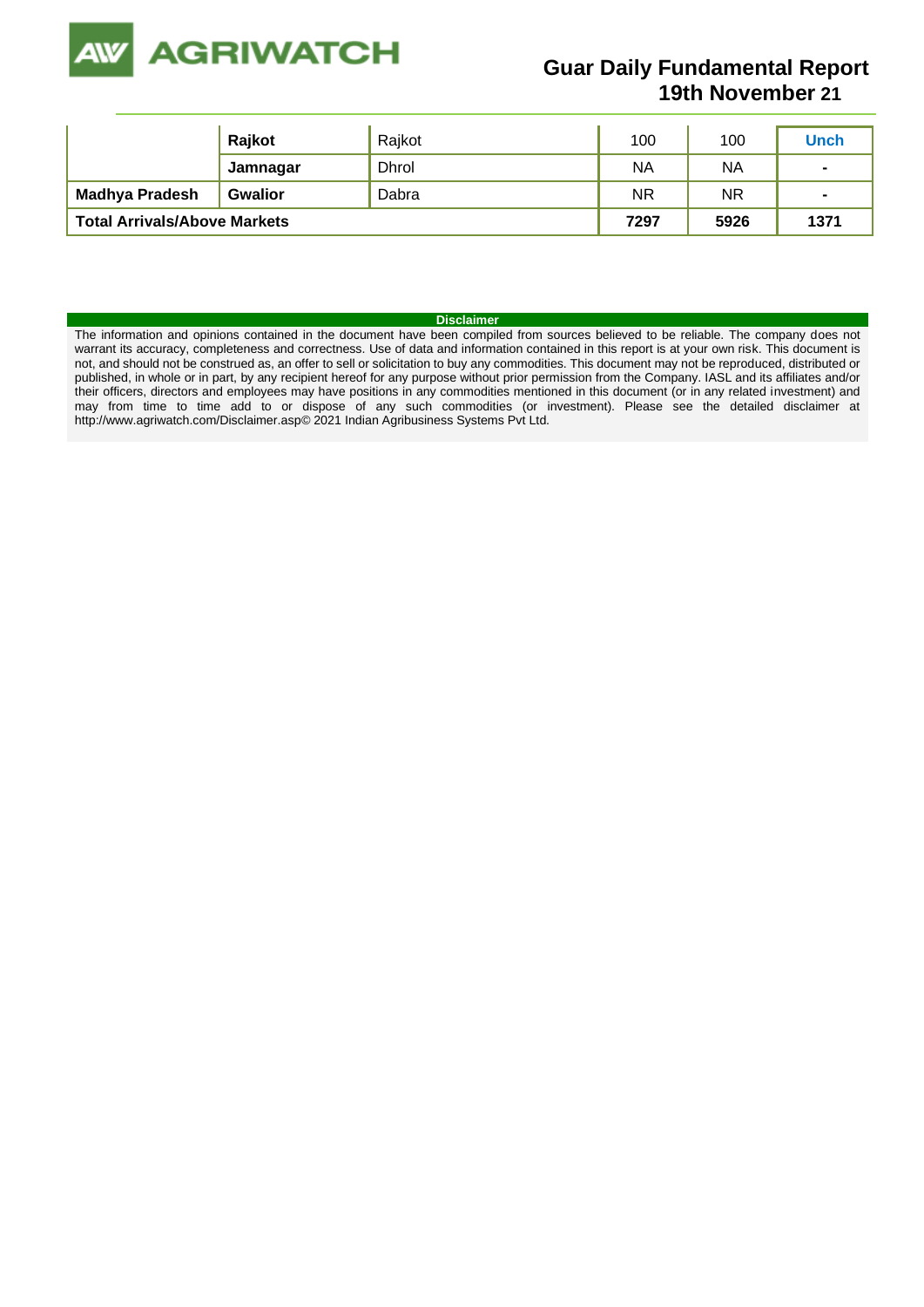| | | | | | |
|---|---|---|---|---|---|
| | **Rajkot** | Rajkot | 100 | 100 | Unch |
| | **Jamnagar** | Dhrol | NA | NA | - |
| **Madhya Pradesh** | **Gwalior** | Dabra | NR | NR | - |
| **Total Arrivals/Above Markets** | | | **7297** | **5926** | **1371** |

**Disclaimer**

The information and opinions contained in the document have been compiled from sources believed to be reliable. The company does not warrant its accuracy, completeness and correctness. Use of data and information contained in this report is at your own risk. This document is not, and should not be construed as, an offer to sell or solicitation to buy any commodities. This document may not be reproduced, distributed or published, in whole or in part, by any recipient hereof for any purpose without prior permission from the Company. IASL and its affiliates and/or their officers, directors and employees may have positions in any commodities mentioned in this document (or in any related investment) and may from time to time add to or dispose of any such commodities (or investment). Please see the detailed disclaimer at http://www.agriwatch.com/Disclaimer.asp© 2021 Indian Agribusiness Systems Pvt Ltd.